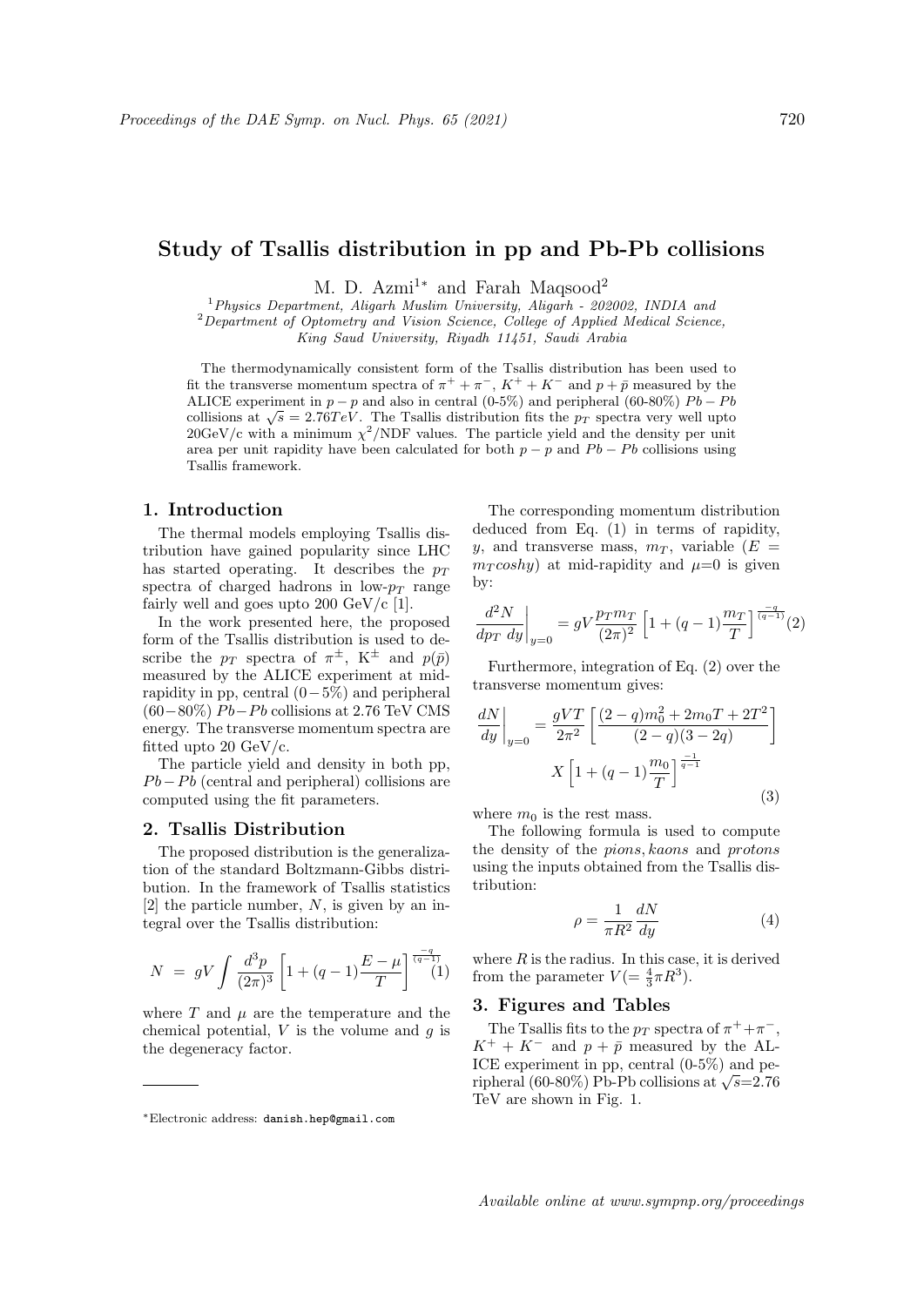# Study of Tsallis distribution in pp and Pb-Pb collisions

M. D. Azmi[1*] and Farah Maqsood[2]

[1] *Physics Department, Aligarh Muslim University, Aligarh - 202002, INDIA and*
[2] *Department of Optometry and Vision Science, College of Applied Medical Science, King Saud University, Riyadh 11451, Saudi Arabia*

The thermodynamically consistent form of the Tsallis distribution has been used to fit the transverse momentum spectra of $\pi^+ + \pi^-$, $K^+ + K^-$ and $p + \bar{p}$ measured by the ALICE experiment in $p-p$ and also in central (0-5%) and peripheral (60-80%) $Pb-Pb$ collisions at $\sqrt{s} = 2.76TeV$. The Tsallis distribution fits the $p_T$ spectra very well upto 20GeV/c with a minimum $\chi^2$/NDF values. The particle yield and the density per unit area per unit rapidity have been calculated for both $p-p$ and $Pb-Pb$ collisions using Tsallis framework.

## 1. Introduction

The thermal models employing Tsallis distribution have gained popularity since LHC has started operating. It describes the $p_T$ spectra of charged hadrons in low-$p_T$ range fairly well and goes upto 200 GeV/c [1].

In the work presented here, the proposed form of the Tsallis distribution is used to describe the $p_T$ spectra of $\pi^{\pm}$, $K^{\pm}$ and $p(\bar{p})$ measured by the ALICE experiment at mid-rapidity in pp, central $(0-5\%)$ and peripheral $(60-80\%)$ $Pb-Pb$ collisions at 2.76 TeV CMS energy. The transverse momentum spectra are fitted upto 20 GeV/c.

The particle yield and density in both pp, $Pb-Pb$ (central and peripheral) collisions are computed using the fit parameters.

## 2. Tsallis Distribution

The proposed distribution is the generalization of the standard Boltzmann-Gibbs distribution. In the framework of Tsallis statistics [2] the particle number, $N$, is given by an integral over the Tsallis distribution:

$$N = gV \int \frac{d^3p}{(2\pi)^3} \left[1 + (q-1)\frac{E-\mu}{T}\right]^{\frac{-q}{(q-1)}} \quad (1)$$

where $T$ and $\mu$ are the temperature and the chemical potential, $V$ is the volume and $g$ is the degeneracy factor.

The corresponding momentum distribution deduced from Eq. (1) in terms of rapidity, $y$, and transverse mass, $m_T$, variable ($E = m_T coshy$) at mid-rapidity and $\mu$=0 is given by:

$$\left.\frac{d^2N}{dp_T\ dy}\right|_{y=0} = gV\frac{p_T m_T}{(2\pi)^2}\left[1 + (q-1)\frac{m_T}{T}\right]^{\frac{-q}{(q-1)}} \quad (2)$$

Furthermore, integration of Eq. (2) over the transverse momentum gives:

$$\left.\frac{dN}{dy}\right|_{y=0} = \frac{gVT}{2\pi^2}\left[\frac{(2-q)m_0^2 + 2m_0T + 2T^2}{(2-q)(3-2q)}\right] X \left[1 + (q-1)\frac{m_0}{T}\right]^{\frac{-1}{q-1}} \quad (3)$$

where $m_0$ is the rest mass.

The following formula is used to compute the density of the *pions*, *kaons* and *protons* using the inputs obtained from the Tsallis distribution:

$$\rho = \frac{1}{\pi R^2}\frac{dN}{dy} \quad (4)$$

where $R$ is the radius. In this case, it is derived from the parameter $V (= \frac{4}{3}\pi R^3)$.

## 3. Figures and Tables

The Tsallis fits to the $p_T$ spectra of $\pi^+ + \pi^-$, $K^+ + K^-$ and $p + \bar{p}$ measured by the ALICE experiment in pp, central (0-5%) and peripheral (60-80%) Pb-Pb collisions at $\sqrt{s}$=2.76 TeV are shown in Fig. 1.

*Electronic address: danish.hep@gmail.com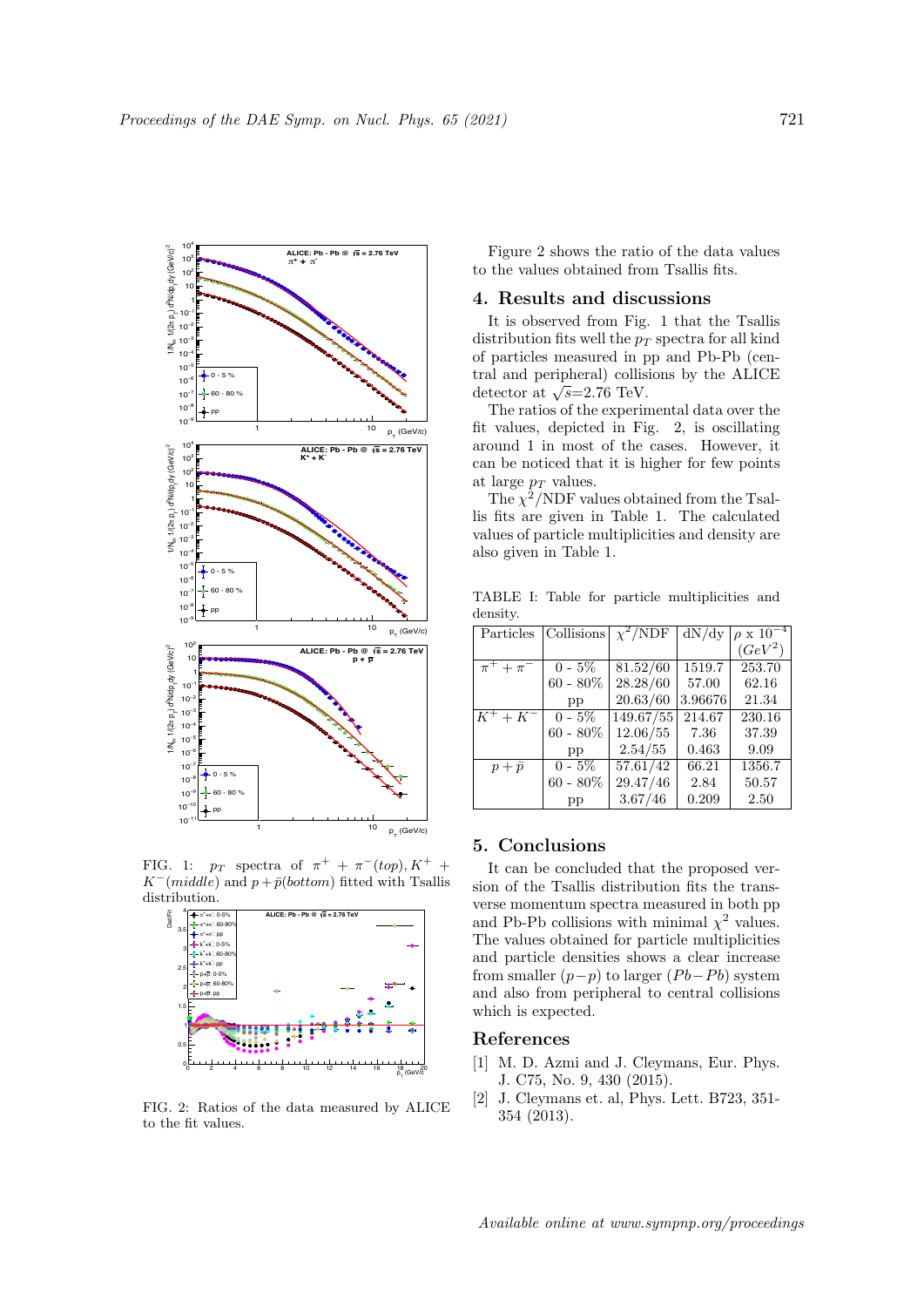ALICE: Pb - Pb @ $\sqrt{s}$ = 2.76 TeV
$\pi^+ + \pi^-$

$1/N_{ev}$ $1/(2\pi\ p_T)$ $d^2N/dp_T dy$ $(GeV/c)^2$

0 - 5 %
60 - 80 %
pp

$p_T$ (GeV/c)

ALICE: Pb - Pb @ $\sqrt{s}$ = 2.76 TeV
$K^+ + K^-$

0 - 5 %
60 - 80 %
pp

$p_T$ (GeV/c)

ALICE: Pb - Pb @ $\sqrt{s}$ = 2.76 TeV
$p + \bar{p}$

0 - 5 %
60 - 80 %
pp

$p_T$ (GeV/c)

FIG. 1: $p_T$ spectra of $\pi^+ + \pi^-(top), K^+ + K^-(middle)$ and $p + \bar{p}(bottom)$ fitted with Tsallis distribution.

ALICE: Pb - Pb @ $\sqrt{s}$ = 2.76 TeV

Dat/Fit

$\pi^+ + \pi^-$: 0-5%
$\pi^+ + \pi^-$: 60-80%
$\pi^+ + \pi^-$: pp
$k^+ + k^-$: 0-5%
$k^+ + k^-$: 60-80%
$k^+ + k^-$: pp
$p + \bar{p}$: 0-5%
$p + \bar{p}$: 60-80%
$p + \bar{p}$: pp

$p_T$ (GeV/c)

FIG. 2: Ratios of the data measured by ALICE to the fit values.

Figure 2 shows the ratio of the data values to the values obtained from Tsallis fits.

## 4. Results and discussions

It is observed from Fig. 1 that the Tsallis distribution fits well the $p_T$ spectra for all kind of particles measured in pp and Pb-Pb (central and peripheral) collisions by the ALICE detector at $\sqrt{s}$=2.76 TeV.

The ratios of the experimental data over the fit values, depicted in Fig. 2, is oscillating around 1 in most of the cases. However, it can be noticed that it is higher for few points at large $p_T$ values.

The $\chi^2$/NDF values obtained from the Tsallis fits are given in Table 1. The calculated values of particle multiplicities and density are also given in Table 1.

TABLE I: Table for particle multiplicities and density.

| Particles | Collisions | $\chi^2$/NDF | dN/dy | $\rho$ x $10^{-4}$ $(GeV^2)$ |
|---|---|---|---|---|
| $\pi^+ + \pi^-$ | 0 - 5% | 81.52/60 | 1519.7 | 253.70 |
| | 60 - 80% | 28.28/60 | 57.00 | 62.16 |
| | pp | 20.63/60 | 3.96676 | 21.34 |
| $K^+ + K^-$ | 0 - 5% | 149.67/55 | 214.67 | 230.16 |
| | 60 - 80% | 12.06/55 | 7.36 | 37.39 |
| | pp | 2.54/55 | 0.463 | 9.09 |
| $p + \bar{p}$ | 0 - 5% | 57.61/42 | 66.21 | 1356.7 |
| | 60 - 80% | 29.47/46 | 2.84 | 50.57 |
| | pp | 3.67/46 | 0.209 | 2.50 |

## 5. Conclusions

It can be concluded that the proposed version of the Tsallis distribution fits the transverse momentum spectra measured in both pp and Pb-Pb collisions with minimal $\chi^2$ values. The values obtained for particle multiplicities and particle densities shows a clear increase from smaller $(p-p)$ to larger $(Pb-Pb)$ system and also from peripheral to central collisions which is expected.

## References

[1] M. D. Azmi and J. Cleymans, Eur. Phys. J. C75, No. 9, 430 (2015).

[2] J. Cleymans et. al, Phys. Lett. B723, 351-354 (2013).

*Available online at www.sympnp.org/proceedings*